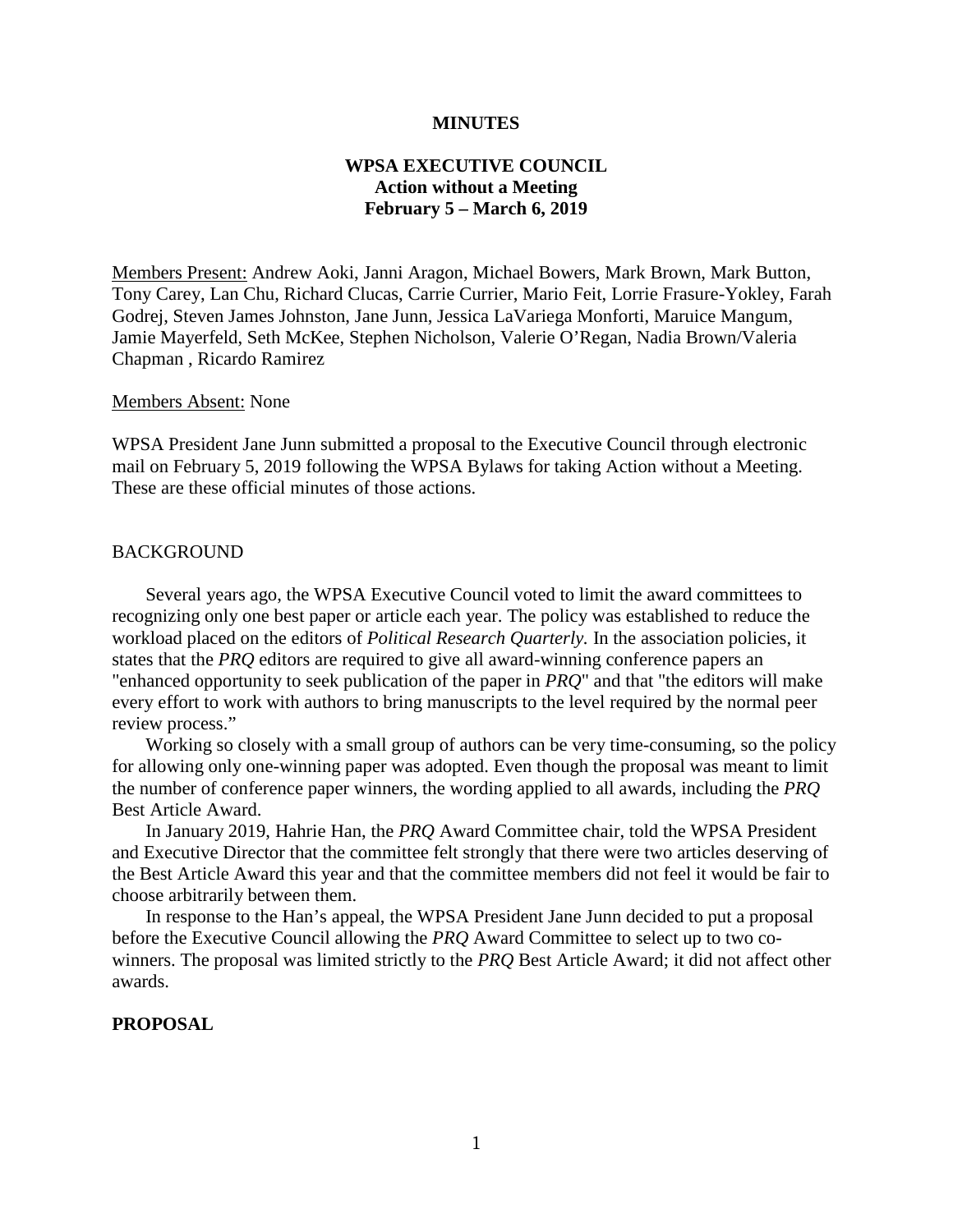**MINUTES**

**WPSA EXECUTIVE COUNCIL**
**Action without a Meeting**
**February 5 – March 6, 2019**

Members Present: Andrew Aoki, Janni Aragon, Michael Bowers, Mark Brown, Mark Button, Tony Carey, Lan Chu, Richard Clucas, Carrie Currier, Mario Feit, Lorrie Frasure-Yokley, Farah Godrej, Steven James Johnston, Jane Junn, Jessica LaVariega Monforti, Maruice Mangum, Jamie Mayerfeld, Seth McKee, Stephen Nicholson, Valerie O'Regan, Nadia Brown/Valeria Chapman , Ricardo Ramirez

Members Absent: None

WPSA President Jane Junn submitted a proposal to the Executive Council through electronic mail on February 5, 2019 following the WPSA Bylaws for taking Action without a Meeting. These are these official minutes of those actions.

BACKGROUND

Several years ago, the WPSA Executive Council voted to limit the award committees to recognizing only one best paper or article each year. The policy was established to reduce the workload placed on the editors of *Political Research Quarterly.* In the association policies, it states that the *PRQ* editors are required to give all award-winning conference papers an "enhanced opportunity to seek publication of the paper in *PRQ*" and that "the editors will make every effort to work with authors to bring manuscripts to the level required by the normal peer review process."

Working so closely with a small group of authors can be very time-consuming, so the policy for allowing only one-winning paper was adopted. Even though the proposal was meant to limit the number of conference paper winners, the wording applied to all awards, including the *PRQ* Best Article Award.

In January 2019, Hahrie Han, the *PRQ* Award Committee chair, told the WPSA President and Executive Director that the committee felt strongly that there were two articles deserving of the Best Article Award this year and that the committee members did not feel it would be fair to choose arbitrarily between them.

In response to the Han's appeal, the WPSA President Jane Junn decided to put a proposal before the Executive Council allowing the *PRQ* Award Committee to select up to two co-winners. The proposal was limited strictly to the *PRQ* Best Article Award; it did not affect other awards.

**PROPOSAL**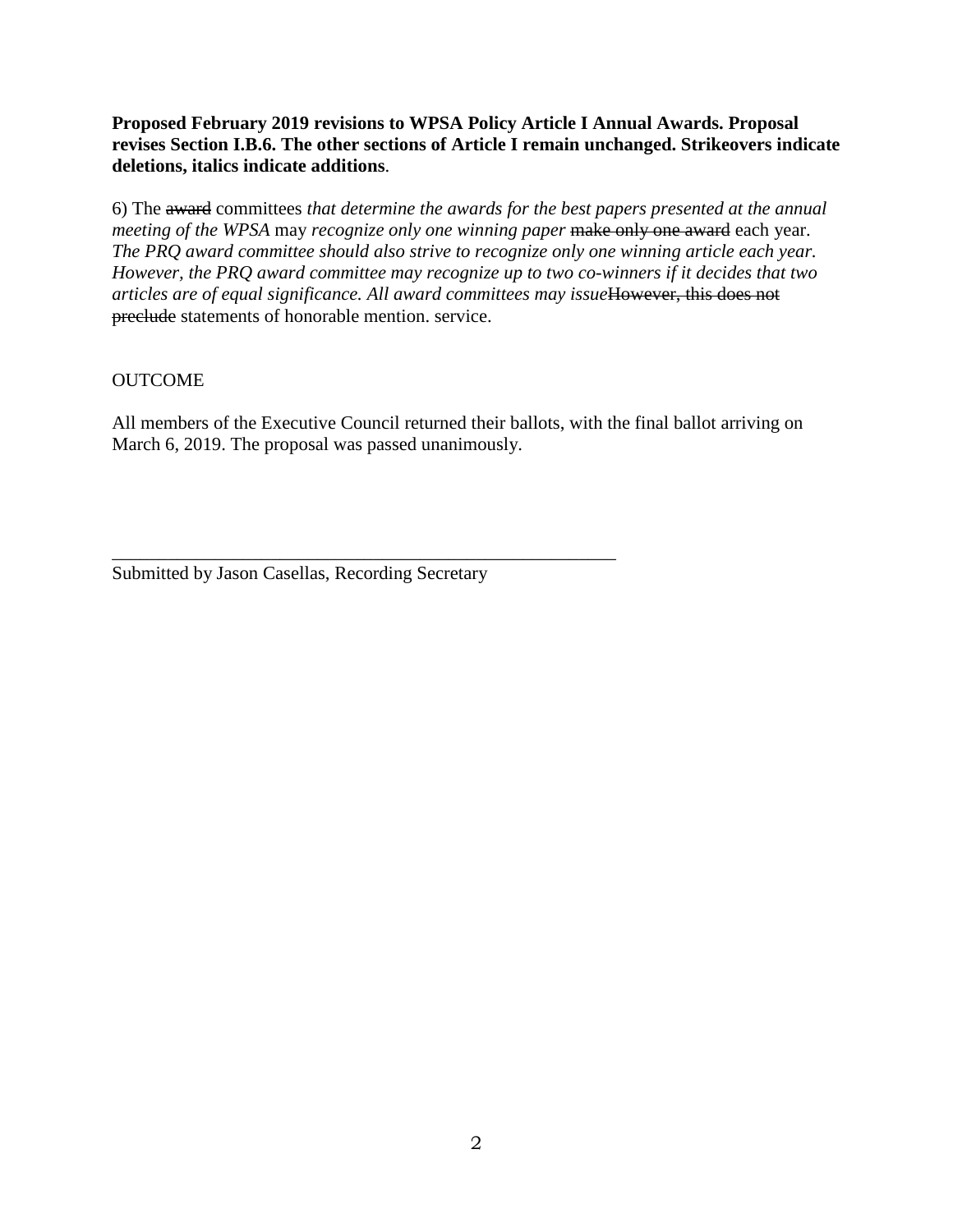**Proposed February 2019 revisions to WPSA Policy Article I Annual Awards. Proposal revises Section I.B.6. The other sections of Article I remain unchanged. Strikeovers indicate deletions, italics indicate additions**.

6) The ~~award~~ committees *that determine the awards for the best papers presented at the annual meeting of the WPSA* may *recognize only one winning paper* ~~make only one award~~ each year. *The PRQ award committee should also strive to recognize only one winning article each year. However, the PRQ award committee may recognize up to two co-winners if it decides that two articles are of equal significance. All award committees may issue*~~However, this does not preclude~~ statements of honorable mention. service.

OUTCOME

All members of the Executive Council returned their ballots, with the final ballot arriving on March 6, 2019. The proposal was passed unanimously.

\_\_\_\_\_\_\_\_\_\_\_\_\_\_\_\_\_\_\_\_\_\_\_\_\_\_\_\_\_\_\_\_\_\_\_\_\_\_\_\_\_\_\_\_\_\_\_\_\_\_\_\_\_\_

Submitted by Jason Casellas, Recording Secretary